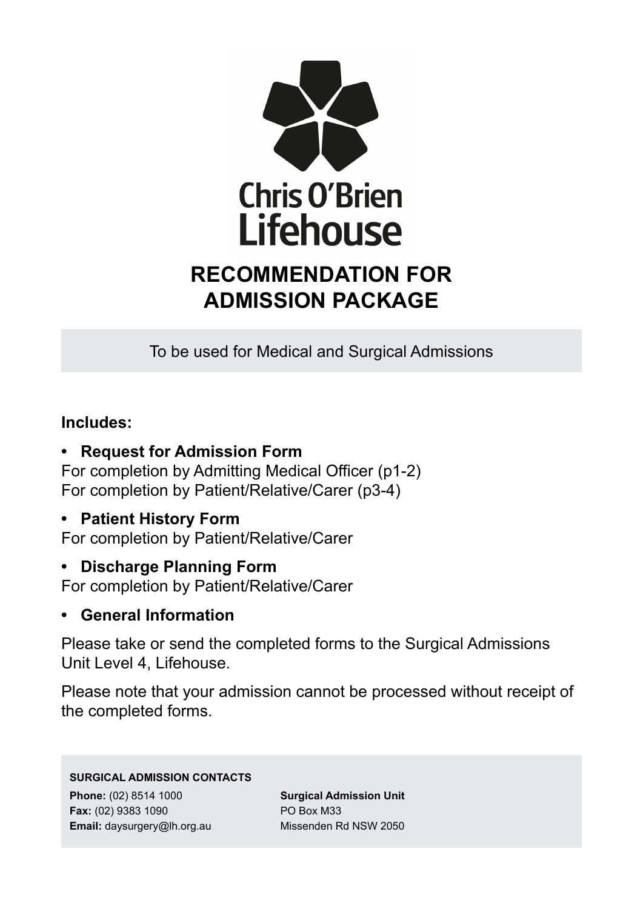Chris O'Brien
Lifehouse

# RECOMMENDATION FOR ADMISSION PACKAGE

To be used for Medical and Surgical Admissions

**Includes:**

- **Request for Admission Form**
  For completion by Admitting Medical Officer (p1-2)
  For completion by Patient/Relative/Carer (p3-4)
- **Patient History Form**
  For completion by Patient/Relative/Carer
- **Discharge Planning Form**
  For completion by Patient/Relative/Carer
- **General Information**

Please take or send the completed forms to the Surgical Admissions Unit Level 4, Lifehouse.

Please note that your admission cannot be processed without receipt of the completed forms.

**SURGICAL ADMISSION CONTACTS**

**Phone:** (02) 8514 1000
**Fax:** (02) 9383 1090
**Email:** daysurgery@lh.org.au

**Surgical Admission Unit**
PO Box M33
Missenden Rd NSW 2050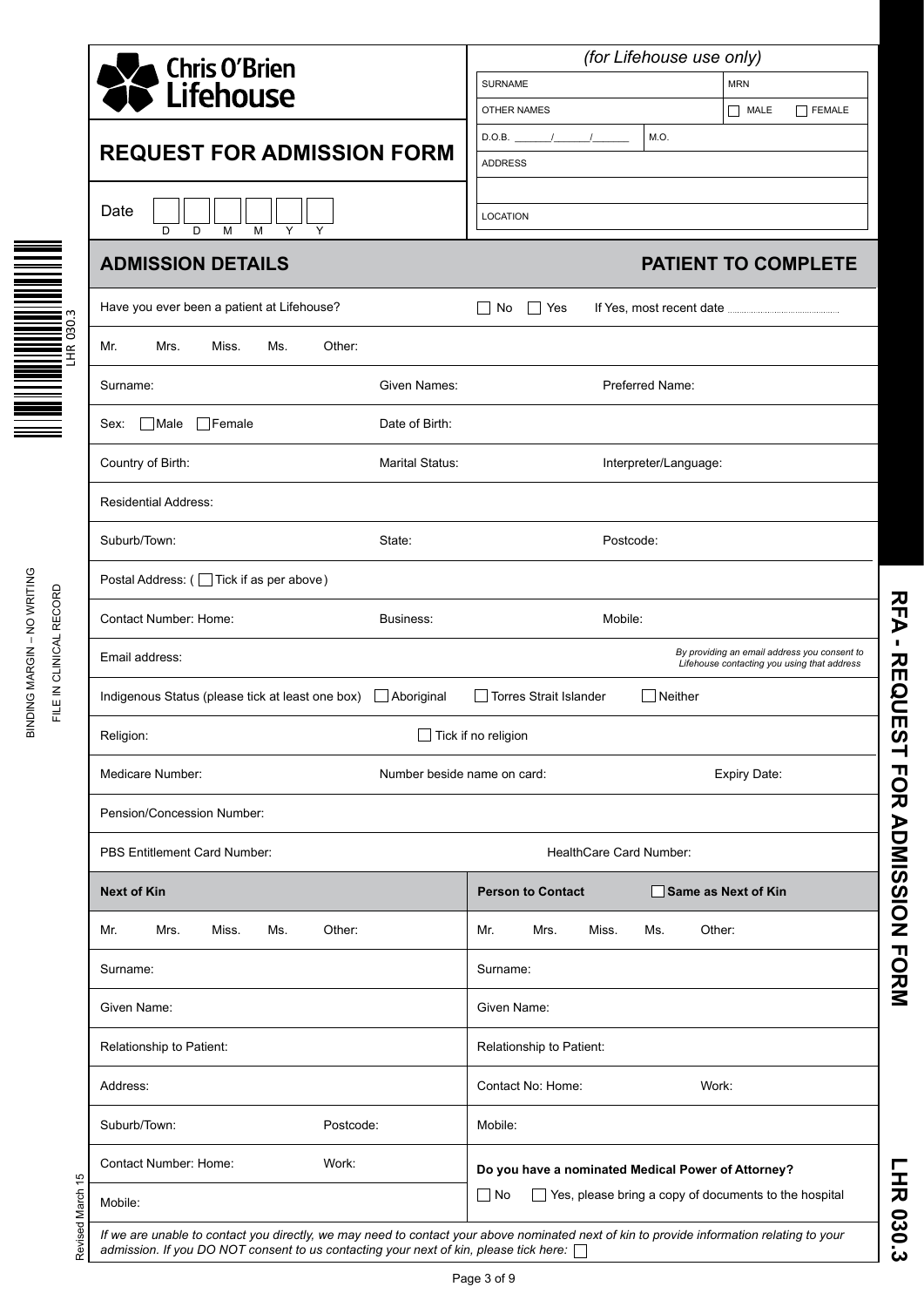# Chris O'Brien Lifehouse

## REQUEST FOR ADMISSION FORM

Date ☐☐☐☐☐☐ (D D M M Y Y)

*(for Lifehouse use only)*

| SURNAME | | MRN |
|---|---|---|
| OTHER NAMES | | ☐ MALE ☐ FEMALE |
| D.O.B. ____/____/____ | M.O. | |
| ADDRESS | | |
| | | |
| LOCATION | | |

## ADMISSION DETAILS — PATIENT TO COMPLETE

Have you ever been a patient at Lifehouse? ☐ No ☐ Yes If Yes, most recent date ........................

Mr. Mrs. Miss. Ms. Other:

Surname: Given Names: Preferred Name:

Sex: ☐ Male ☐ Female Date of Birth:

Country of Birth: Marital Status: Interpreter/Language:

Residential Address:

Suburb/Town: State: Postcode:

Postal Address: ( ☐ Tick if as per above )

Contact Number: Home: Business: Mobile:

Email address: *By providing an email address you consent to Lifehouse contacting you using that address*

Indigenous Status (please tick at least one box) ☐ Aboriginal ☐ Torres Strait Islander ☐ Neither

Religion: ☐ Tick if no religion

Medicare Number: Number beside name on card: Expiry Date:

Pension/Concession Number:

PBS Entitlement Card Number: HealthCare Card Number:

| **Next of Kin** | | **Person to Contact** ☐ **Same as Next of Kin** | |
|---|---|---|---|
| Mr. Mrs. Miss. Ms. Other: | | Mr. Mrs. Miss. Ms. Other: | |
| Surname: | | Surname: | |
| Given Name: | | Given Name: | |
| Relationship to Patient: | | Relationship to Patient: | |
| Address: | | Contact No: Home: | Work: |
| Suburb/Town: | Postcode: | Mobile: | |
| Contact Number: Home: | Work: | **Do you have a nominated Medical Power of Attorney?** | |
| Mobile: | | ☐ No ☐ Yes, please bring a copy of documents to the hospital | |

*If we are unable to contact you directly, we may need to contact your above nominated next of kin to provide information relating to your admission. If you DO NOT consent to us contacting your next of kin, please tick here:* ☐

BINDING MARGIN – NO WRITING

FILE IN CLINICAL RECORD

LHR 030.3

Revised March 15

RFA - REQUEST FOR ADMISSION FORM

LHR 030.3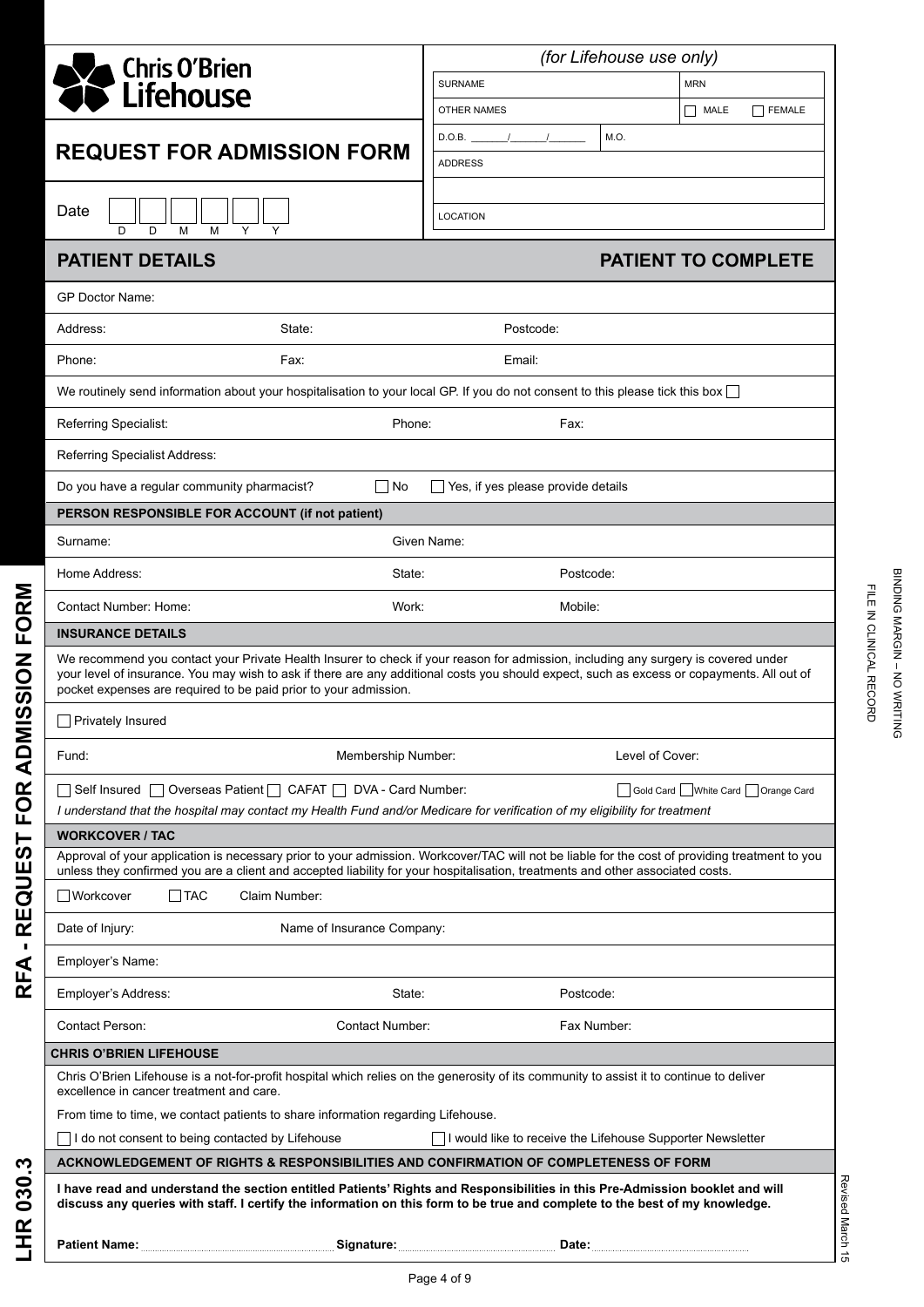Chris O'Brien Lifehouse

# REQUEST FOR ADMISSION FORM

Date: D D M M Y Y

*(for Lifehouse use only)*

| | |
|---|---|
| SURNAME | MRN |
| OTHER NAMES | ☐ MALE ☐ FEMALE |
| D.O.B. ____/____/____ | M.O. |
| ADDRESS | |
| | |
| LOCATION | |

## PATIENT DETAILS — PATIENT TO COMPLETE

GP Doctor Name:

Address: State: Postcode:

Phone: Fax: Email:

We routinely send information about your hospitalisation to your local GP. If you do not consent to this please tick this box ☐

Referring Specialist: Phone: Fax:

Referring Specialist Address:

Do you have a regular community pharmacist? ☐ No ☐ Yes, if yes please provide details

### PERSON RESPONSIBLE FOR ACCOUNT (if not patient)

Surname: Given Name:

Home Address: State: Postcode:

Contact Number: Home: Work: Mobile:

### INSURANCE DETAILS

We recommend you contact your Private Health Insurer to check if your reason for admission, including any surgery is covered under your level of insurance. You may wish to ask if there are any additional costs you should expect, such as excess or copayments. All out of pocket expenses are required to be paid prior to your admission.

☐ Privately Insured

Fund: Membership Number: Level of Cover:

☐ Self Insured ☐ Overseas Patient ☐ CAFAT ☐ DVA - Card Number: ☐ Gold Card ☐ White Card ☐ Orange Card

*I understand that the hospital may contact my Health Fund and/or Medicare for verification of my eligibility for treatment*

### WORKCOVER / TAC

Approval of your application is necessary prior to your admission. Workcover/TAC will not be liable for the cost of providing treatment to you unless they confirmed you are a client and accepted liability for your hospitalisation, treatments and other associated costs.

☐ Workcover ☐ TAC Claim Number:

Date of Injury: Name of Insurance Company:

Employer's Name:

Employer's Address: State: Postcode:

Contact Person: Contact Number: Fax Number:

### CHRIS O'BRIEN LIFEHOUSE

Chris O'Brien Lifehouse is a not-for-profit hospital which relies on the generosity of its community to assist it to continue to deliver excellence in cancer treatment and care.

From time to time, we contact patients to share information regarding Lifehouse.

☐ I do not consent to being contacted by Lifehouse ☐ I would like to receive the Lifehouse Supporter Newsletter

### ACKNOWLEDGEMENT OF RIGHTS & RESPONSIBILITIES AND CONFIRMATION OF COMPLETENESS OF FORM

**I have read and understand the section entitled Patients' Rights and Responsibilities in this Pre-Admission booklet and will discuss any queries with staff. I certify the information on this form to be true and complete to the best of my knowledge.**

**Patient Name:** .................... **Signature:** .................... **Date:** ....................

RFA - REQUEST FOR ADMISSION FORM

LHR 030.3

BINDING MARGIN – NO WRITING

FILE IN CLINICAL RECORD

Revised March 15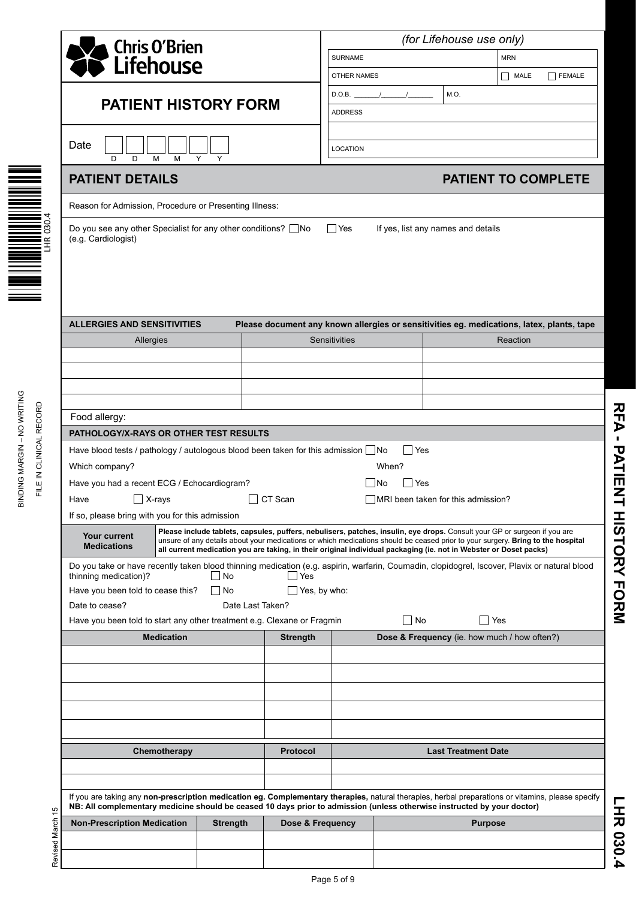**Chris O'Brien Lifehouse**

# PATIENT HISTORY FORM

Date D D M M Y Y

*(for Lifehouse use only)*

| SURNAME | | MRN |
|---|---|---|
| OTHER NAMES | | ☐ MALE ☐ FEMALE |
| D.O.B. \_\_\_\_\_\_/\_\_\_\_\_\_/\_\_\_\_\_\_ | M.O. | |
| ADDRESS | | |
| | | |
| LOCATION | | |

## PATIENT DETAILS — PATIENT TO COMPLETE

Reason for Admission, Procedure or Presenting Illness:

Do you see any other Specialist for any other conditions? ☐ No ☐ Yes If yes, list any names and details
(e.g. Cardiologist)

### ALLERGIES AND SENSITIVITIES

Please document any known allergies or sensitivities eg. medications, latex, plants, tape

| Allergies | Sensitivities | Reaction |
|---|---|---|
| | | |
| | | |
| | | |
| | | |

Food allergy:

### PATHOLOGY/X-RAYS OR OTHER TEST RESULTS

Have blood tests / pathology / autologous blood been taken for this admission ☐ No ☐ Yes

Which company? When?

Have you had a recent ECG / Echocardiogram? ☐ No ☐ Yes

Have ☐ X-rays ☐ CT Scan ☐ MRI been taken for this admission?

If so, please bring with you for this admission

### Your current Medications

**Please include tablets, capsules, puffers, nebulisers, patches, insulin, eye drops.** Consult your GP or surgeon if you are unsure of any details about your medications or which medications should be ceased prior to your surgery. **Bring to the hospital all current medication you are taking, in their original individual packaging (ie. not in Webster or Doset packs)**

Do you take or have recently taken blood thinning medication (e.g. aspirin, warfarin, Coumadin, clopidogrel, Iscover, Plavix or natural blood thinning medication)? ☐ No ☐ Yes

Have you been told to cease this? ☐ No ☐ Yes, by who:

Date to cease? Date Last Taken?

Have you been told to start any other treatment e.g. Clexane or Fragmin ☐ No ☐ Yes

| Medication | Strength | Dose & Frequency (ie. how much / how often?) |
|---|---|---|
| | | |
| | | |
| | | |
| | | |
| | | |

| Chemotherapy | Protocol | Last Treatment Date |
|---|---|---|
| | | |
| | | |

If you are taking any **non-prescription medication eg. Complementary therapies,** natural therapies, herbal preparations or vitamins, please specify
**NB: All complementary medicine should be ceased 10 days prior to admission (unless otherwise instructed by your doctor)**

| Non-Prescription Medication | Strength | Dose & Frequency | Purpose |
|---|---|---|---|
| | | | |
| | | | |

RFA - PATIENT HISTORY FORM

LHR 030.4

BINDING MARGIN – NO WRITING
FILE IN CLINICAL RECORD

Revised March 15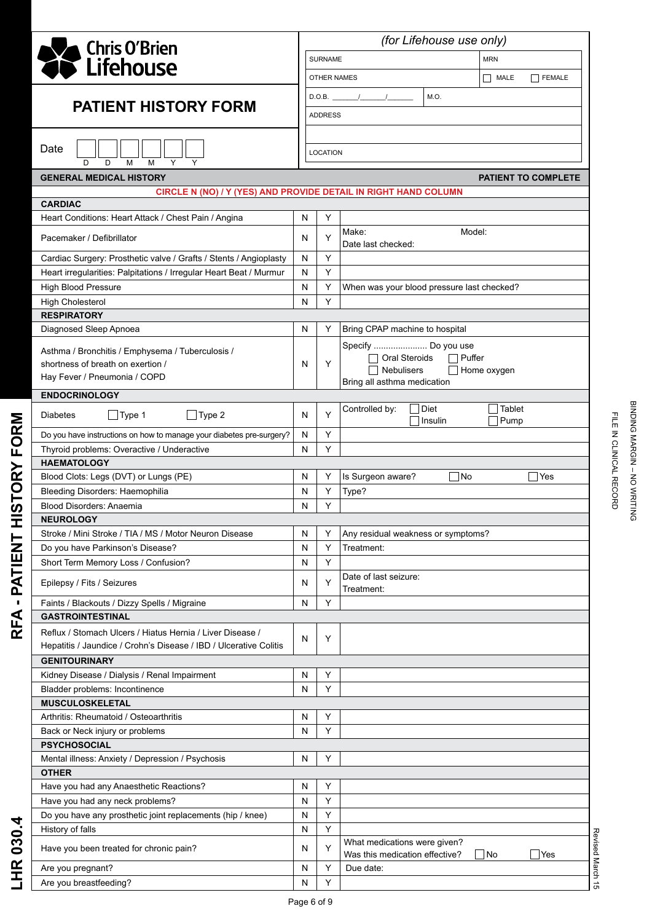# Chris O'Brien Lifehouse

## PATIENT HISTORY FORM

Date D D M M Y Y

| *(for Lifehouse use only)* | |
|---|---|
| SURNAME | MRN |
| OTHER NAMES | ☐ MALE ☐ FEMALE |
| D.O.B. \_\_\_\_\_\_/\_\_\_\_\_\_/\_\_\_\_\_\_ | M.O. |
| ADDRESS | |
| | |
| LOCATION | |

**GENERAL MEDICAL HISTORY** — **PATIENT TO COMPLETE**

**CIRCLE N (NO) / Y (YES) AND PROVIDE DETAIL IN RIGHT HAND COLUMN**

| | | | |
|---|---|---|---|
| **CARDIAC** | | | |
| Heart Conditions: Heart Attack / Chest Pain / Angina | N | Y | |
| Pacemaker / Defibrillator | N | Y | Make: Model: Date last checked: |
| Cardiac Surgery: Prosthetic valve / Grafts / Stents / Angioplasty | N | Y | |
| Heart irregularities: Palpitations / Irregular Heart Beat / Murmur | N | Y | |
| High Blood Pressure | N | Y | When was your blood pressure last checked? |
| High Cholesterol | N | Y | |
| **RESPIRATORY** | | | |
| Diagnosed Sleep Apnoea | N | Y | Bring CPAP machine to hospital |
| Asthma / Bronchitis / Emphysema / Tuberculosis / shortness of breath on exertion / Hay Fever / Pneumonia / COPD | N | Y | Specify ...................... Do you use ☐ Oral Steroids ☐ Puffer ☐ Nebulisers ☐ Home oxygen Bring all asthma medication |
| **ENDOCRINOLOGY** | | | |
| Diabetes ☐ Type 1 ☐ Type 2 | N | Y | Controlled by: ☐ Diet ☐ Tablet ☐ Insulin ☐ Pump |
| Do you have instructions on how to manage your diabetes pre-surgery? | N | Y | |
| Thyroid problems: Overactive / Underactive | N | Y | |
| **HAEMATOLOGY** | | | |
| Blood Clots: Legs (DVT) or Lungs (PE) | N | Y | Is Surgeon aware? ☐ No ☐ Yes |
| Bleeding Disorders: Haemophilia | N | Y | Type? |
| Blood Disorders: Anaemia | N | Y | |
| **NEUROLOGY** | | | |
| Stroke / Mini Stroke / TIA / MS / Motor Neuron Disease | N | Y | Any residual weakness or symptoms? |
| Do you have Parkinson's Disease? | N | Y | Treatment: |
| Short Term Memory Loss / Confusion? | N | Y | |
| Epilepsy / Fits / Seizures | N | Y | Date of last seizure: Treatment: |
| Faints / Blackouts / Dizzy Spells / Migraine | N | Y | |
| **GASTROINTESTINAL** | | | |
| Reflux / Stomach Ulcers / Hiatus Hernia / Liver Disease / Hepatitis / Jaundice / Crohn's Disease / IBD / Ulcerative Colitis | N | Y | |
| **GENITOURINARY** | | | |
| Kidney Disease / Dialysis / Renal Impairment | N | Y | |
| Bladder problems: Incontinence | N | Y | |
| **MUSCULOSKELETAL** | | | |
| Arthritis: Rheumatoid / Osteoarthritis | N | Y | |
| Back or Neck injury or problems | N | Y | |
| **PSYCHOSOCIAL** | | | |
| Mental illness: Anxiety / Depression / Psychosis | N | Y | |
| **OTHER** | | | |
| Have you had any Anaesthetic Reactions? | N | Y | |
| Have you had any neck problems? | N | Y | |
| Do you have any prosthetic joint replacements (hip / knee) | N | Y | |
| History of falls | N | Y | |
| Have you been treated for chronic pain? | N | Y | What medications were given? Was this medication effective? ☐ No ☐ Yes |
| Are you pregnant? | N | Y | Due date: |
| Are you breastfeeding? | N | Y | |

RFA - PATIENT HISTORY FORM

LHR 030.4

BINDING MARGIN – NO WRITING

FILE IN CLINICAL RECORD

Revised March 15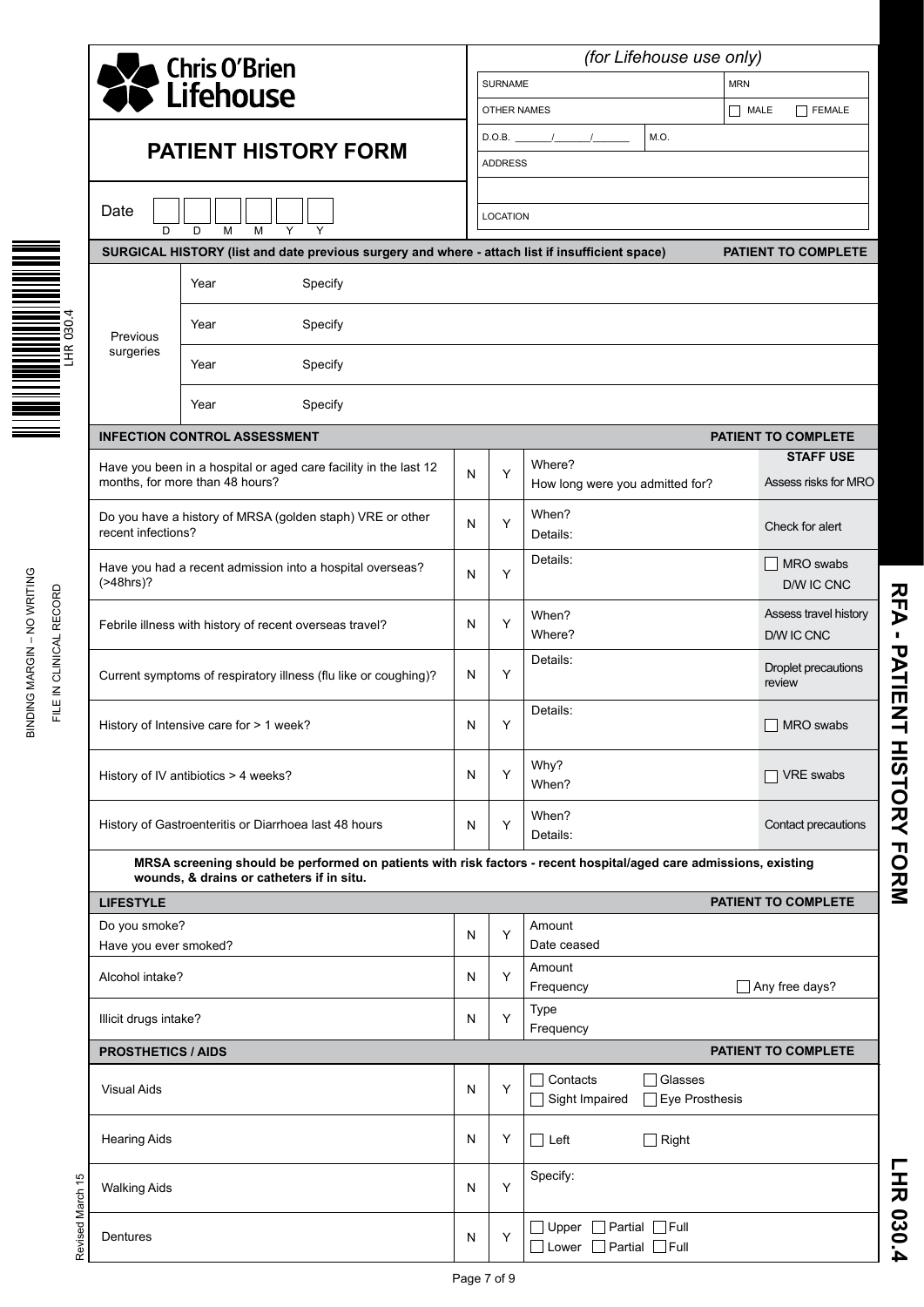# Chris O'Brien Lifehouse

## PATIENT HISTORY FORM

Date | D | D | M | M | Y | Y |

*(for Lifehouse use only)*

| SURNAME | MRN |
|---|---|
| OTHER NAMES | ☐ MALE ☐ FEMALE |
| D.O.B. \_\_\_\_\_/\_\_\_\_\_/\_\_\_\_\_ | M.O. |
| ADDRESS | |
| | |
| LOCATION | |

BINDING MARGIN – NO WRITING

FILE IN CLINICAL RECORD

LHR 030.4

### SURGICAL HISTORY (list and date previous surgery and where - attach list if insufficient space) — PATIENT TO COMPLETE

| Previous surgeries | | |
|---|---|---|
| | Year | Specify |
| | Year | Specify |
| | Year | Specify |
| | Year | Specify |

### INFECTION CONTROL ASSESSMENT — PATIENT TO COMPLETE

| Question | N | Y | Details | STAFF USE |
|---|---|---|---|---|
| Have you been in a hospital or aged care facility in the last 12 months, for more than 48 hours? | N | Y | Where? How long were you admitted for? | Assess risks for MRO |
| Do you have a history of MRSA (golden staph) VRE or other recent infections? | N | Y | When? Details: | Check for alert |
| Have you had a recent admission into a hospital overseas? (>48hrs)? | N | Y | Details: | ☐ MRO swabs D/W IC CNC |
| Febrile illness with history of recent overseas travel? | N | Y | When? Where? | Assess travel history D/W IC CNC |
| Current symptoms of respiratory illness (flu like or coughing)? | N | Y | Details: | Droplet precautions review |
| History of Intensive care for > 1 week? | N | Y | Details: | ☐ MRO swabs |
| History of IV antibiotics > 4 weeks? | N | Y | Why? When? | ☐ VRE swabs |
| History of Gastroenteritis or Diarrhoea last 48 hours | N | Y | When? Details: | Contact precautions |

**MRSA screening should be performed on patients with risk factors - recent hospital/aged care admissions, existing wounds, & drains or catheters if in situ.**

### LIFESTYLE — PATIENT TO COMPLETE

| Question | N | Y | Details |
|---|---|---|---|
| Do you smoke? Have you ever smoked? | N | Y | Amount Date ceased |
| Alcohol intake? | N | Y | Amount Frequency ☐ Any free days? |
| Illicit drugs intake? | N | Y | Type Frequency |

### PROSTHETICS / AIDS — PATIENT TO COMPLETE

| Item | N | Y | Details |
|---|---|---|---|
| Visual Aids | N | Y | ☐ Contacts ☐ Glasses ☐ Sight Impaired ☐ Eye Prosthesis |
| Hearing Aids | N | Y | ☐ Left ☐ Right |
| Walking Aids | N | Y | Specify: |
| Dentures | N | Y | ☐ Upper ☐ Partial ☐ Full ☐ Lower ☐ Partial ☐ Full |

Revised March 15

RFA - PATIENT HISTORY FORM

LHR 030.4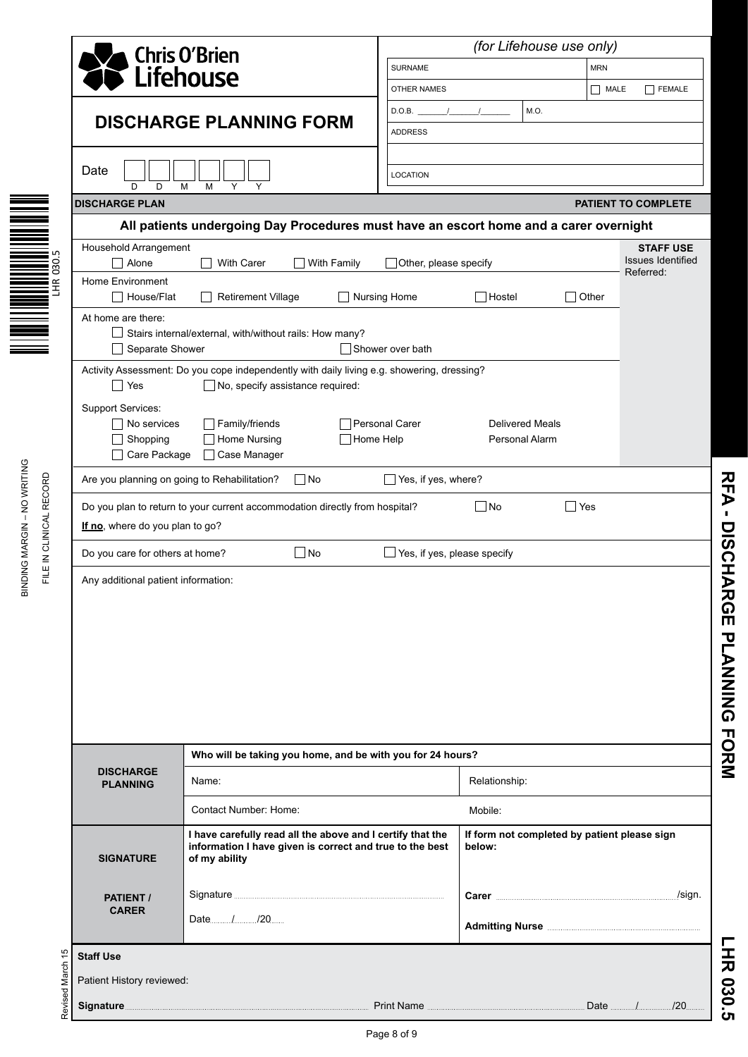**Chris O'Brien Lifehouse**

# DISCHARGE PLANNING FORM

Date: D D M M Y Y

*(for Lifehouse use only)*

| SURNAME | MRN |
|---|---|
| OTHER NAMES | ☐ MALE ☐ FEMALE |
| D.O.B. \_\_\_\_/\_\_\_\_/\_\_\_\_ | M.O. |
| ADDRESS | |
| | |
| LOCATION | |

## DISCHARGE PLAN — PATIENT TO COMPLETE

**All patients undergoing Day Procedures must have an escort home and a carer overnight**

**STAFF USE**
Issues Identified
Referred:

Household Arrangement
☐ Alone ☐ With Carer ☐ With Family ☐ Other, please specify

Home Environment
☐ House/Flat ☐ Retirement Village ☐ Nursing Home ☐ Hostel ☐ Other

At home are there:
☐ Stairs internal/external, with/without rails: How many?
☐ Separate Shower ☐ Shower over bath

Activity Assessment: Do you cope independently with daily living e.g. showering, dressing?
☐ Yes ☐ No, specify assistance required:

Support Services:
☐ No services ☐ Family/friends ☐ Personal Carer Delivered Meals
☐ Shopping ☐ Home Nursing ☐ Home Help Personal Alarm
☐ Care Package ☐ Case Manager

Are you planning on going to Rehabilitation? ☐ No ☐ Yes, if yes, where?

Do you plan to return to your current accommodation directly from hospital? ☐ No ☐ Yes
**If no**, where do you plan to go?

Do you care for others at home? ☐ No ☐ Yes, if yes, please specify

Any additional patient information:

| **DISCHARGE PLANNING** | **Who will be taking you home, and be with you for 24 hours?** | |
|---|---|---|
| | Name: | Relationship: |
| | Contact Number: Home: | Mobile: |
| **SIGNATURE**<br><br>**PATIENT / CARER** | **I have carefully read all the above and I certify that the information I have given is correct and true to the best of my ability**<br><br>Signature ..........<br><br>Date....../....../20.... | **If form not completed by patient please sign below:**<br><br>**Carer** .......... /sign.<br><br>**Admitting Nurse** .......... |

**Staff Use**

Patient History reviewed:

**Signature** .......... Print Name .......... Date ....../....../20....

BINDING MARGIN – NO WRITING
FILE IN CLINICAL RECORD
LHR 030.5
Revised March 15

RFA - DISCHARGE PLANNING FORM
LHR 030.5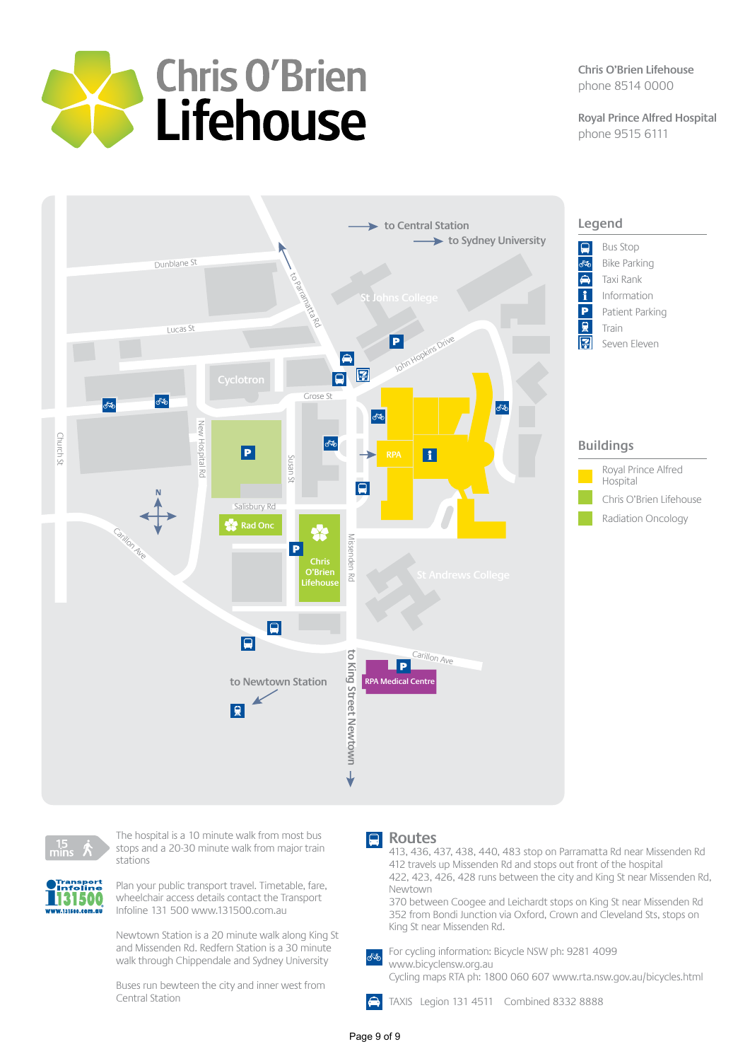# Chris O'Brien Lifehouse

**Chris O'Brien Lifehouse**
phone 8514 0000

**Royal Prince Alfred Hospital**
phone 9515 6111

Dunblane St
Lucas St
to Parramatta Rd
to Central Station
to Sydney University
St Johns College
John Hopkins Drive
Cyclotron
Grose St
Church St
New Hospital Rd
Susan St
RPA
Salisbury Rd
Rad Onc
Chris O'Brien Lifehouse
Missenden Rd
St Andrews College
Carillon Ave
N
RPA Medical Centre
to Newtown Station
to King Street Newtown

## Legend

- Bus Stop
- Bike Parking
- Taxi Rank
- Information
- Patient Parking
- Train
- Seven Eleven

## Buildings

- Royal Prince Alfred Hospital
- Chris O'Brien Lifehouse
- Radiation Oncology

15 mins

The hospital is a 10 minute walk from most bus stops and a 20-30 minute walk from major train stations

Transport Infoline 131500 www.131500.com.au

Plan your public transport travel. Timetable, fare, wheelchair access details contact the Transport Infoline 131 500 www.131500.com.au

Newtown Station is a 20 minute walk along King St and Missenden Rd. Redfern Station is a 30 minute walk through Chippendale and Sydney University

Buses run bewteen the city and inner west from Central Station

## Routes

413, 436, 437, 438, 440, 483 stop on Parramatta Rd near Missenden Rd
412 travels up Missenden Rd and stops out front of the hospital
422, 423, 426, 428 runs between the city and King St near Missenden Rd, Newtown
370 between Coogee and Leichardt stops on King St near Missenden Rd
352 from Bondi Junction via Oxford, Crown and Cleveland Sts, stops on King St near Missenden Rd.

For cycling information: Bicycle NSW ph: 9281 4099
www.bicyclensw.org.au
Cycling maps RTA ph: 1800 060 607 www.rta.nsw.gov.au/bicycles.html

TAXIS Legion 131 4511 Combined 8332 8888